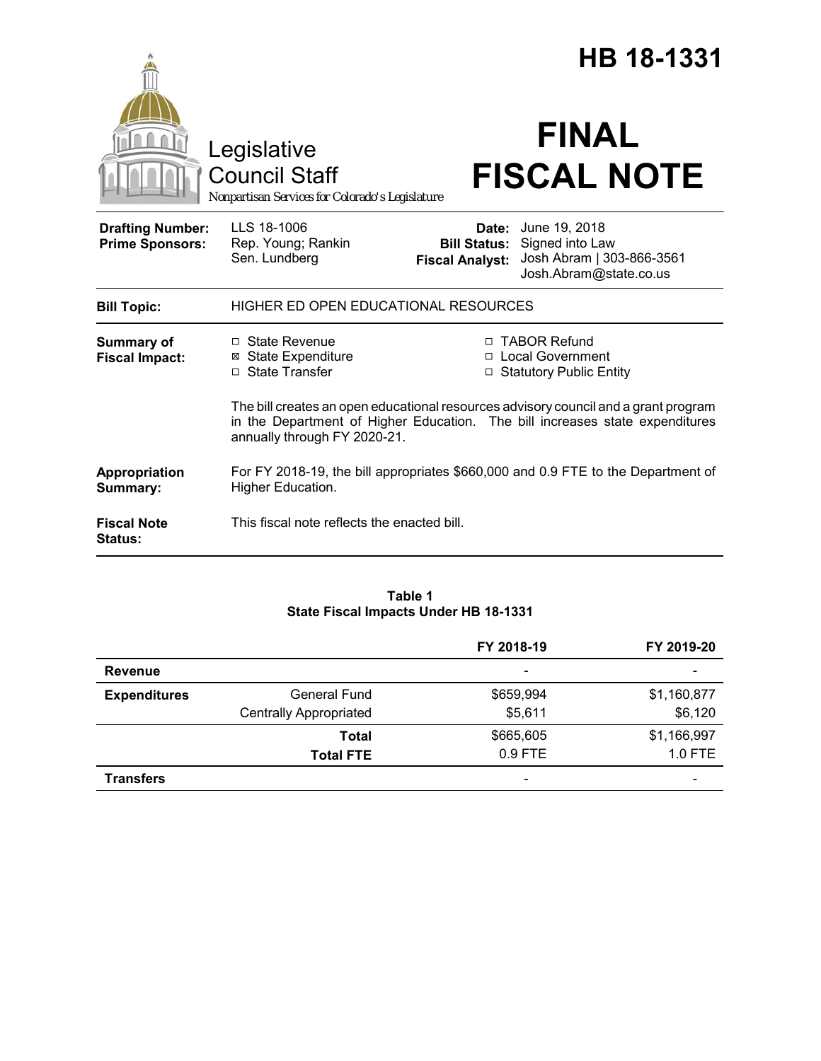# HB 18-1331

Legislative Council Staff

*Nonpartisan Services for Colorado's Legislature*

# FINAL FISCAL NOTE

| | | | |
|---|---|---|---|
| **Drafting Number:** | LLS 18-1006 | **Date:** | June 19, 2018 |
| **Prime Sponsors:** | Rep. Young; Rankin<br>Sen. Lundberg | **Bill Status:** | Signed into Law |
| | | **Fiscal Analyst:** | Josh Abram \| 303-866-3561<br>Josh.Abram@state.co.us |

| | |
|---|---|
| **Bill Topic:** | HIGHER ED OPEN EDUCATIONAL RESOURCES |
| **Summary of Fiscal Impact:** | ☐ State Revenue<br>☒ State Expenditure<br>☐ State Transfer<br>☐ TABOR Refund<br>☐ Local Government<br>☐ Statutory Public Entity<br><br>The bill creates an open educational resources advisory council and a grant program in the Department of Higher Education. The bill increases state expenditures annually through FY 2020-21. |
| **Appropriation Summary:** | For FY 2018-19, the bill appropriates $660,000 and 0.9 FTE to the Department of Higher Education. |
| **Fiscal Note Status:** | This fiscal note reflects the enacted bill. |

**Table 1**
**State Fiscal Impacts Under HB 18-1331**

| | | FY 2018-19 | FY 2019-20 |
|---|---|---|---|
| **Revenue** | | - | - |
| **Expenditures** | General Fund | $659,994 | $1,160,877 |
| | Centrally Appropriated | $5,611 | $6,120 |
| | **Total** | $665,605 | $1,166,997 |
| | **Total FTE** | 0.9 FTE | 1.0 FTE |
| **Transfers** | | - | - |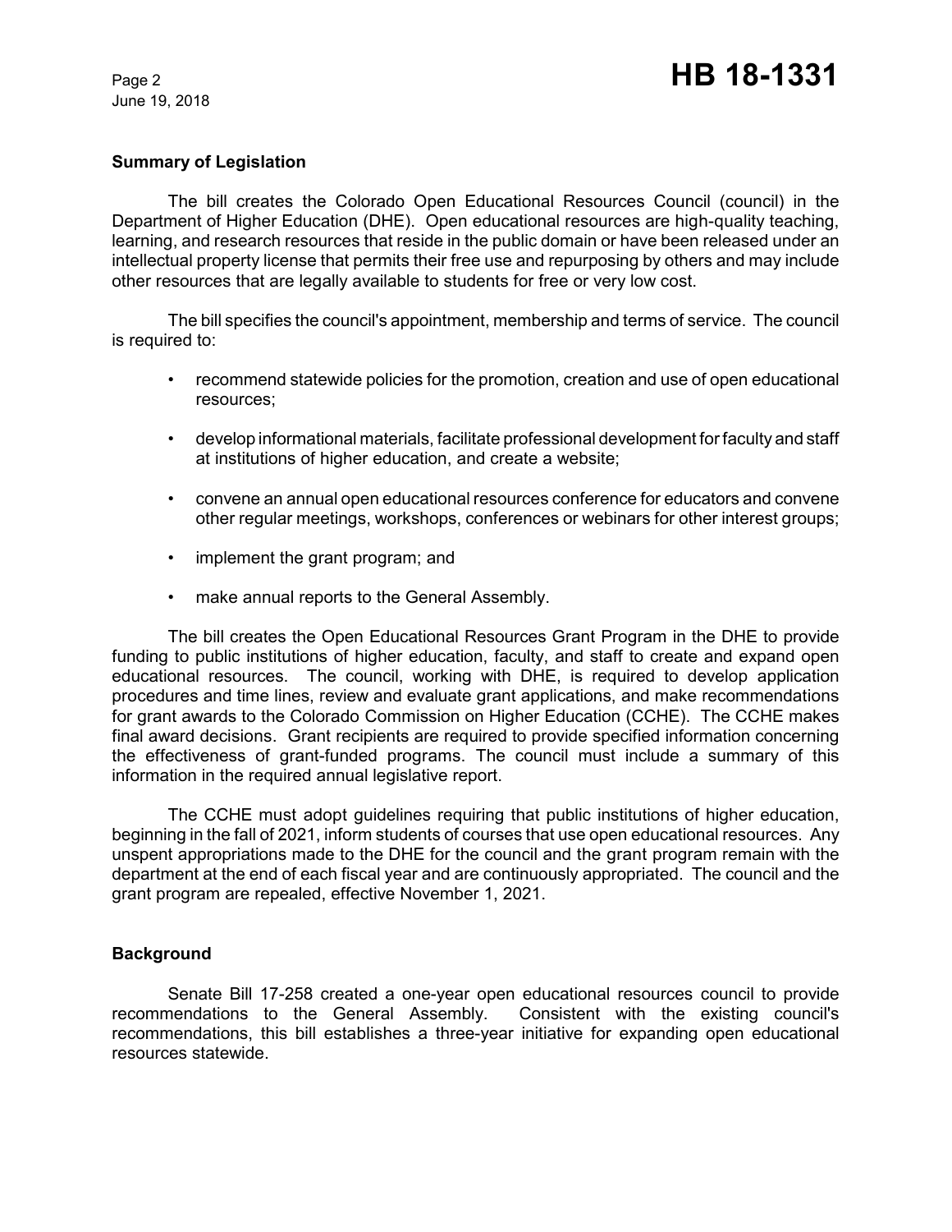## Summary of Legislation

The bill creates the Colorado Open Educational Resources Council (council) in the Department of Higher Education (DHE). Open educational resources are high-quality teaching, learning, and research resources that reside in the public domain or have been released under an intellectual property license that permits their free use and repurposing by others and may include other resources that are legally available to students for free or very low cost.

The bill specifies the council's appointment, membership and terms of service. The council is required to:

- recommend statewide policies for the promotion, creation and use of open educational resources;
- develop informational materials, facilitate professional development for faculty and staff at institutions of higher education, and create a website;
- convene an annual open educational resources conference for educators and convene other regular meetings, workshops, conferences or webinars for other interest groups;
- implement the grant program; and
- make annual reports to the General Assembly.

The bill creates the Open Educational Resources Grant Program in the DHE to provide funding to public institutions of higher education, faculty, and staff to create and expand open educational resources. The council, working with DHE, is required to develop application procedures and time lines, review and evaluate grant applications, and make recommendations for grant awards to the Colorado Commission on Higher Education (CCHE). The CCHE makes final award decisions. Grant recipients are required to provide specified information concerning the effectiveness of grant-funded programs. The council must include a summary of this information in the required annual legislative report.

The CCHE must adopt guidelines requiring that public institutions of higher education, beginning in the fall of 2021, inform students of courses that use open educational resources. Any unspent appropriations made to the DHE for the council and the grant program remain with the department at the end of each fiscal year and are continuously appropriated. The council and the grant program are repealed, effective November 1, 2021.

## Background

Senate Bill 17-258 created a one-year open educational resources council to provide recommendations to the General Assembly. Consistent with the existing council's recommendations, this bill establishes a three-year initiative for expanding open educational resources statewide.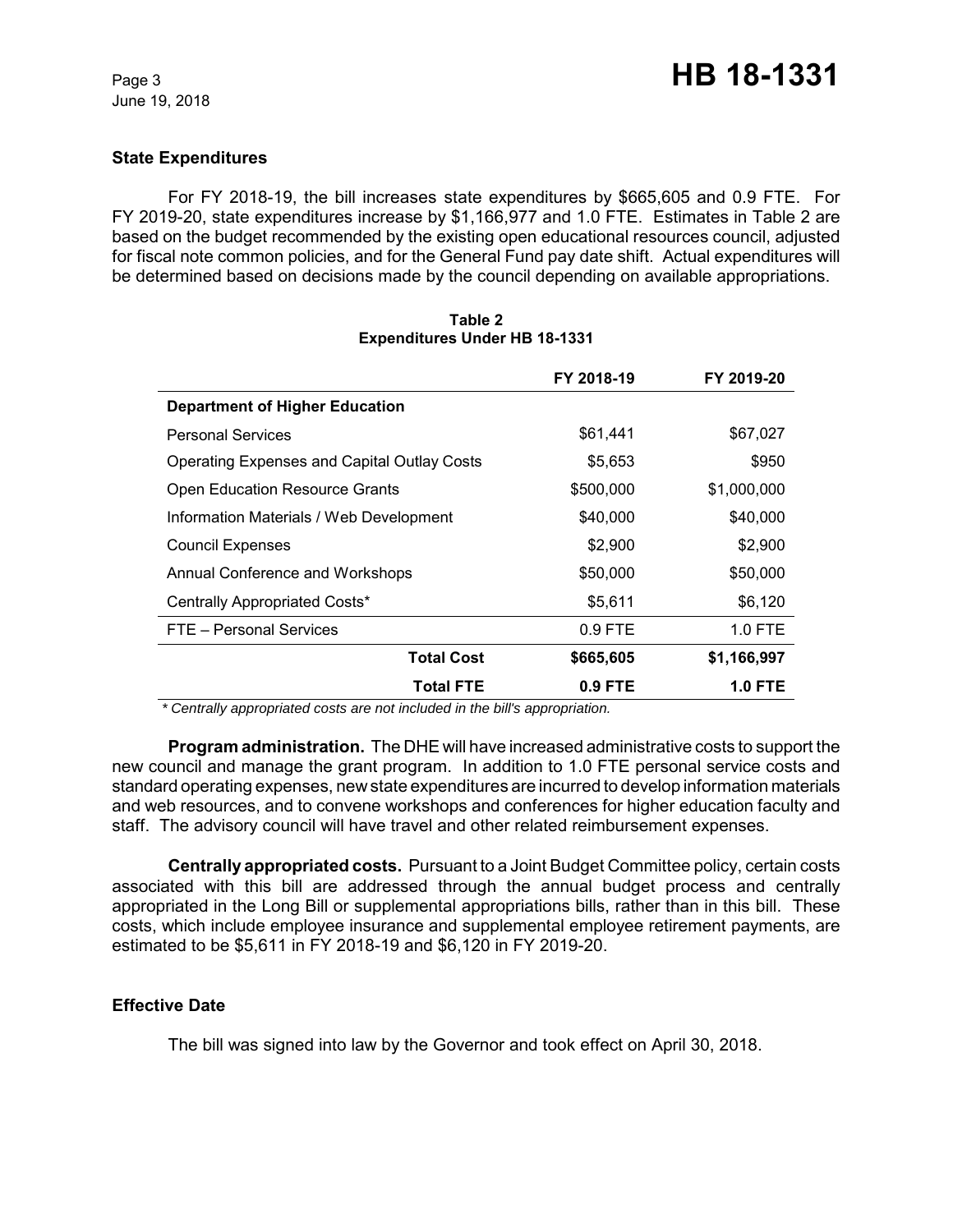### State Expenditures

For FY 2018-19, the bill increases state expenditures by $665,605 and 0.9 FTE. For FY 2019-20, state expenditures increase by $1,166,977 and 1.0 FTE. Estimates in Table 2 are based on the budget recommended by the existing open educational resources council, adjusted for fiscal note common policies, and for the General Fund pay date shift. Actual expenditures will be determined based on decisions made by the council depending on available appropriations.

**Table 2**
**Expenditures Under HB 18-1331**

| | FY 2018-19 | FY 2019-20 |
|---|---|---|
| **Department of Higher Education** | | |
| Personal Services | $61,441 | $67,027 |
| Operating Expenses and Capital Outlay Costs | $5,653 | $950 |
| Open Education Resource Grants | $500,000 | $1,000,000 |
| Information Materials / Web Development | $40,000 | $40,000 |
| Council Expenses | $2,900 | $2,900 |
| Annual Conference and Workshops | $50,000 | $50,000 |
| Centrally Appropriated Costs* | $5,611 | $6,120 |
| FTE – Personal Services | 0.9 FTE | 1.0 FTE |
| **Total Cost** | **$665,605** | **$1,166,997** |
| **Total FTE** | **0.9 FTE** | **1.0 FTE** |

*\* Centrally appropriated costs are not included in the bill's appropriation.*

**Program administration.** The DHE will have increased administrative costs to support the new council and manage the grant program. In addition to 1.0 FTE personal service costs and standard operating expenses, new state expenditures are incurred to develop information materials and web resources, and to convene workshops and conferences for higher education faculty and staff. The advisory council will have travel and other related reimbursement expenses.

**Centrally appropriated costs.** Pursuant to a Joint Budget Committee policy, certain costs associated with this bill are addressed through the annual budget process and centrally appropriated in the Long Bill or supplemental appropriations bills, rather than in this bill. These costs, which include employee insurance and supplemental employee retirement payments, are estimated to be $5,611 in FY 2018-19 and $6,120 in FY 2019-20.

### Effective Date

The bill was signed into law by the Governor and took effect on April 30, 2018.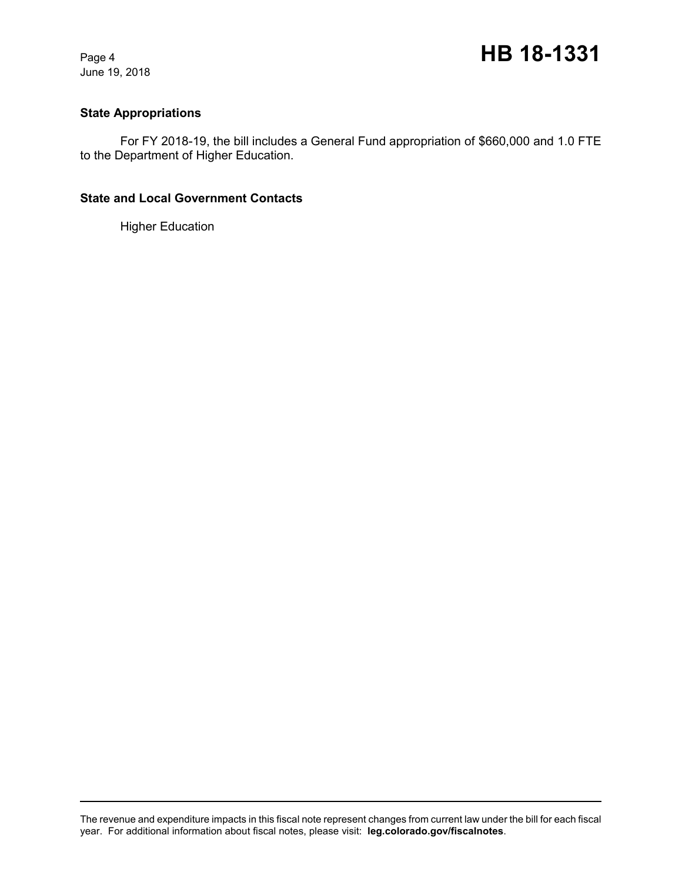### State Appropriations

For FY 2018-19, the bill includes a General Fund appropriation of $660,000 and 1.0 FTE to the Department of Higher Education.

### State and Local Government Contacts

Higher Education

The revenue and expenditure impacts in this fiscal note represent changes from current law under the bill for each fiscal year. For additional information about fiscal notes, please visit: **leg.colorado.gov/fiscalnotes**.